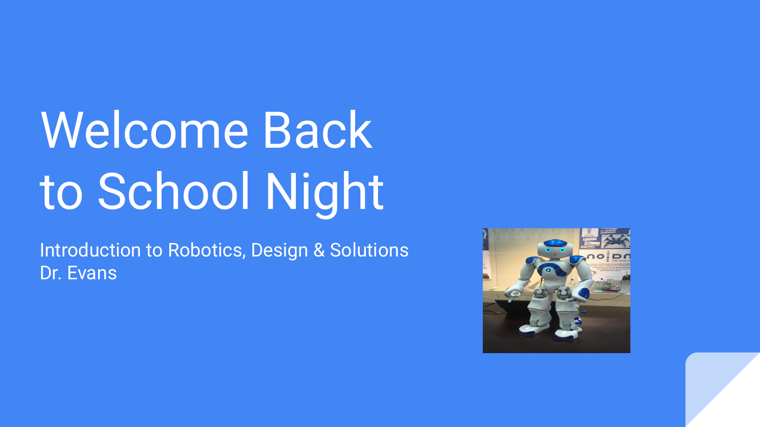# Welcome Back to School Night

Introduction to Robotics, Design & Solutions
Dr. Evans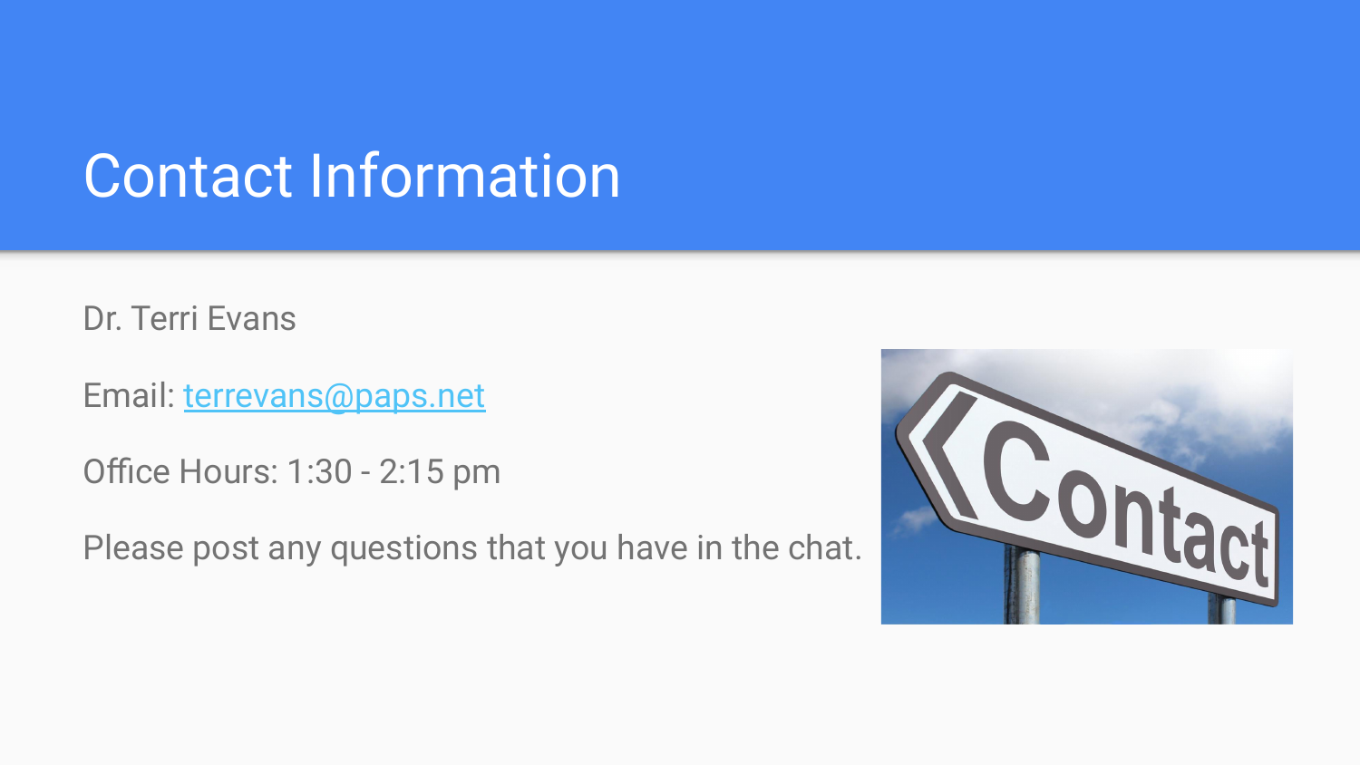# Contact Information

Dr. Terri Evans

Email: [terrevans@paps.net](mailto:terrevans@paps.net)

Office Hours: 1:30 - 2:15 pm

Please post any questions that you have in the chat.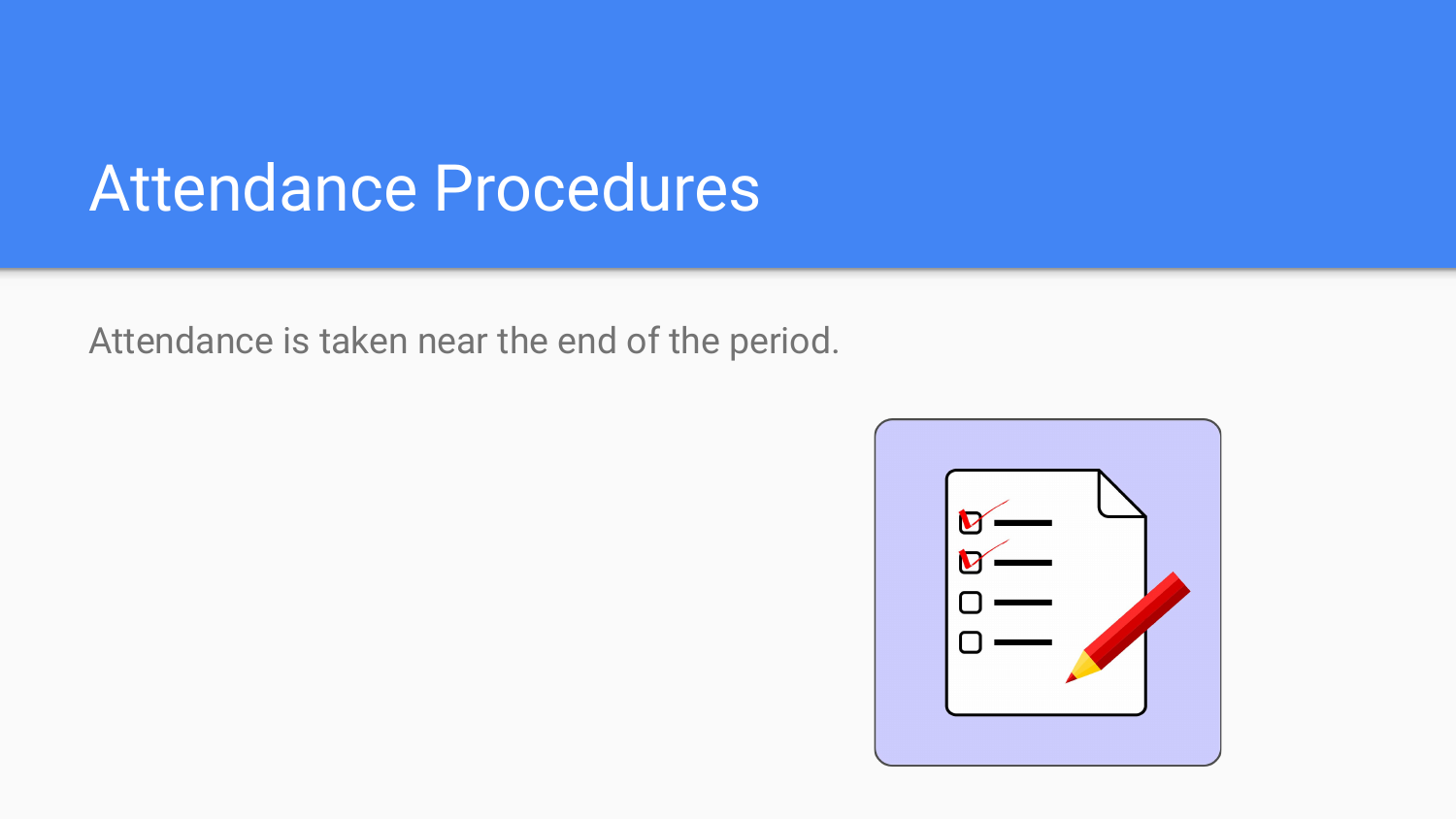# Attendance Procedures

Attendance is taken near the end of the period.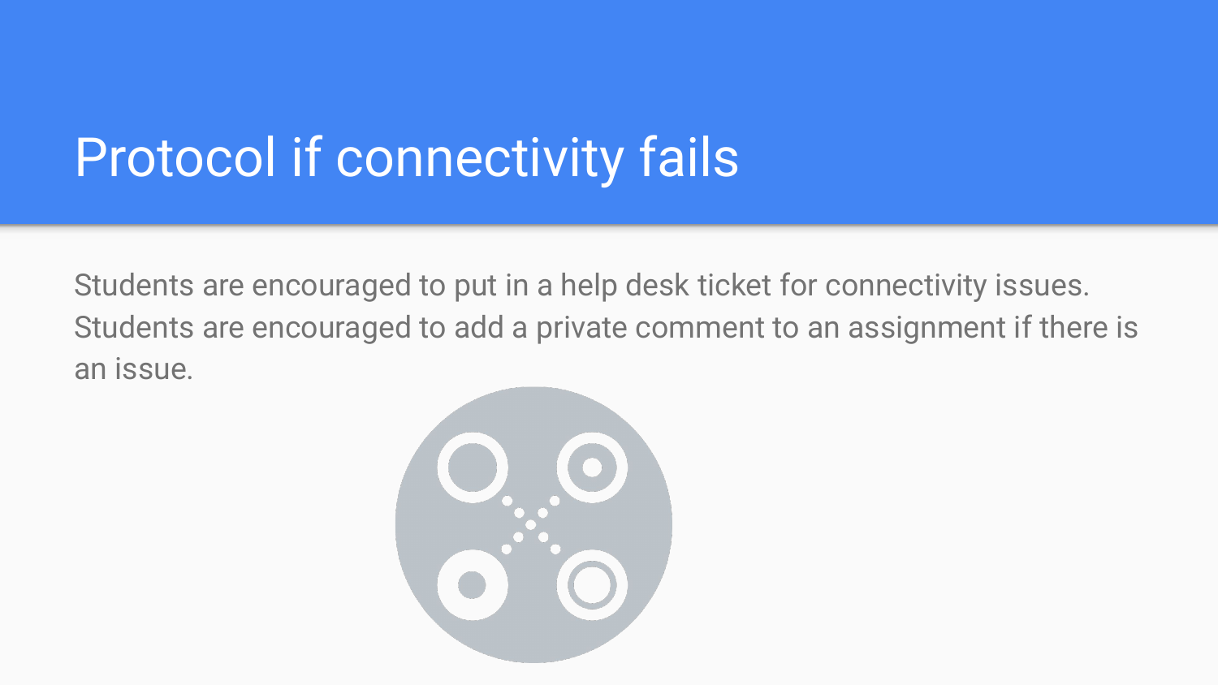# Protocol if connectivity fails

Students are encouraged to put in a help desk ticket for connectivity issues.
Students are encouraged to add a private comment to an assignment if there is an issue.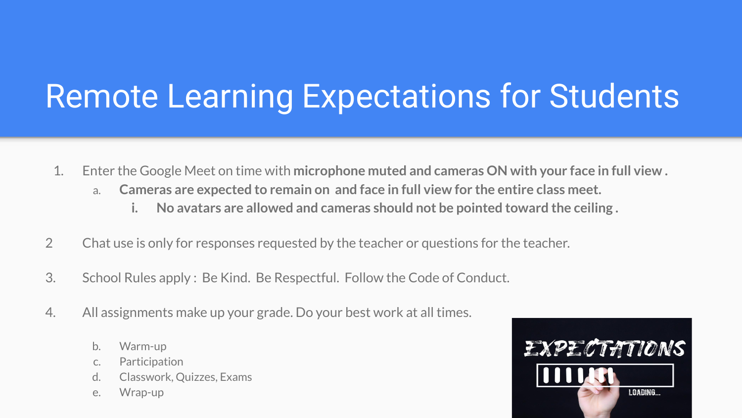# Remote Learning Expectations for Students

1. Enter the Google Meet on time with **microphone muted and cameras ON with your face in full view .**
   a. **Cameras are expected to remain on and face in full view for the entire class meet.**
      i. **No avatars are allowed and cameras should not be pointed toward the ceiling .**

2 Chat use is only for responses requested by the teacher or questions for the teacher.

3. School Rules apply : Be Kind. Be Respectful. Follow the Code of Conduct.

4. All assignments make up your grade. Do your best work at all times.

   b. Warm-up
   c. Participation
   d. Classwork, Quizzes, Exams
   e. Wrap-up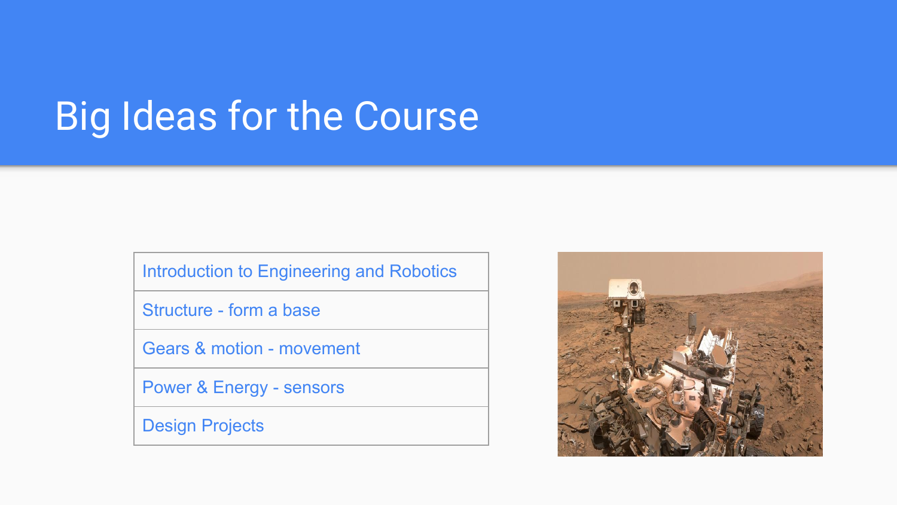# Big Ideas for the Course

| Introduction to Engineering and Robotics |
| --- |
| Structure - form a base |
| Gears & motion - movement |
| Power & Energy - sensors |
| Design Projects |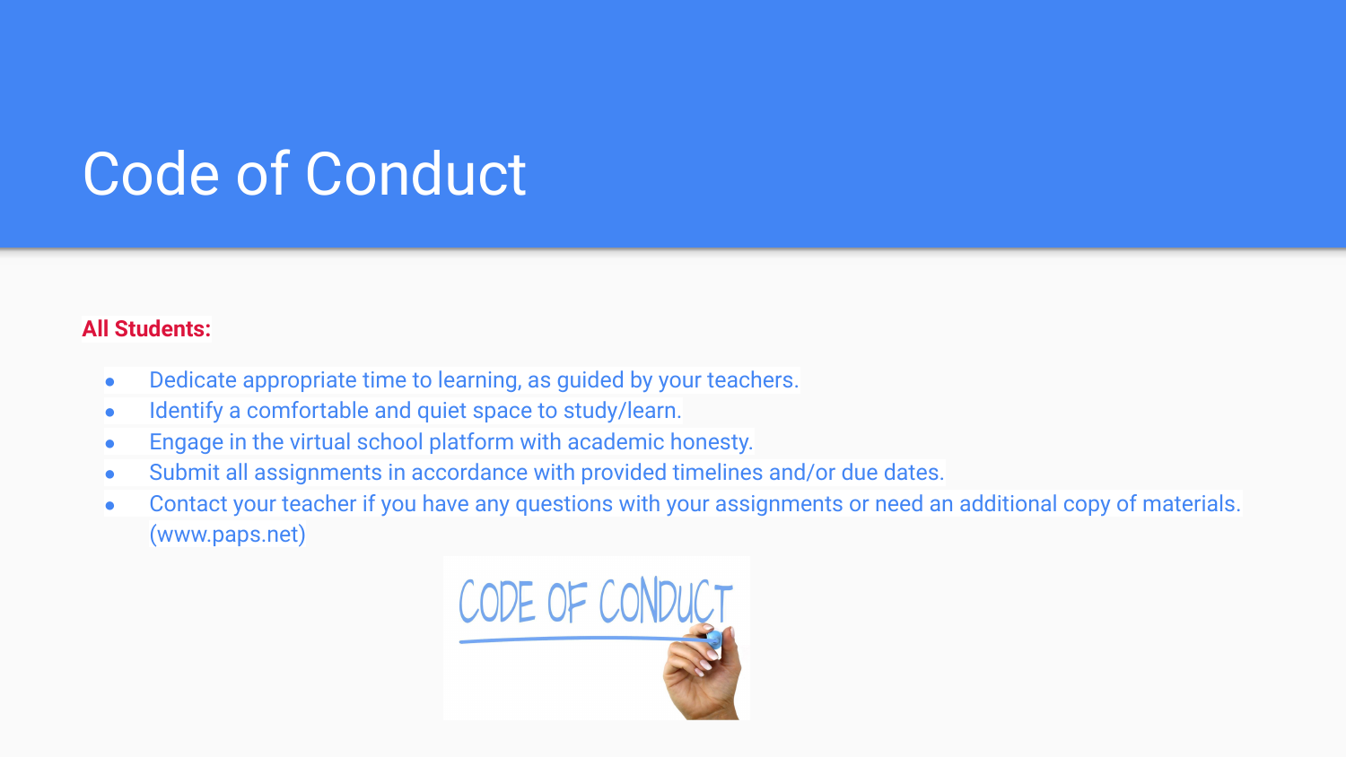# Code of Conduct

**All Students:**

- Dedicate appropriate time to learning, as guided by your teachers.
- Identify a comfortable and quiet space to study/learn.
- Engage in the virtual school platform with academic honesty.
- Submit all assignments in accordance with provided timelines and/or due dates.
- Contact your teacher if you have any questions with your assignments or need an additional copy of materials. (www.paps.net)